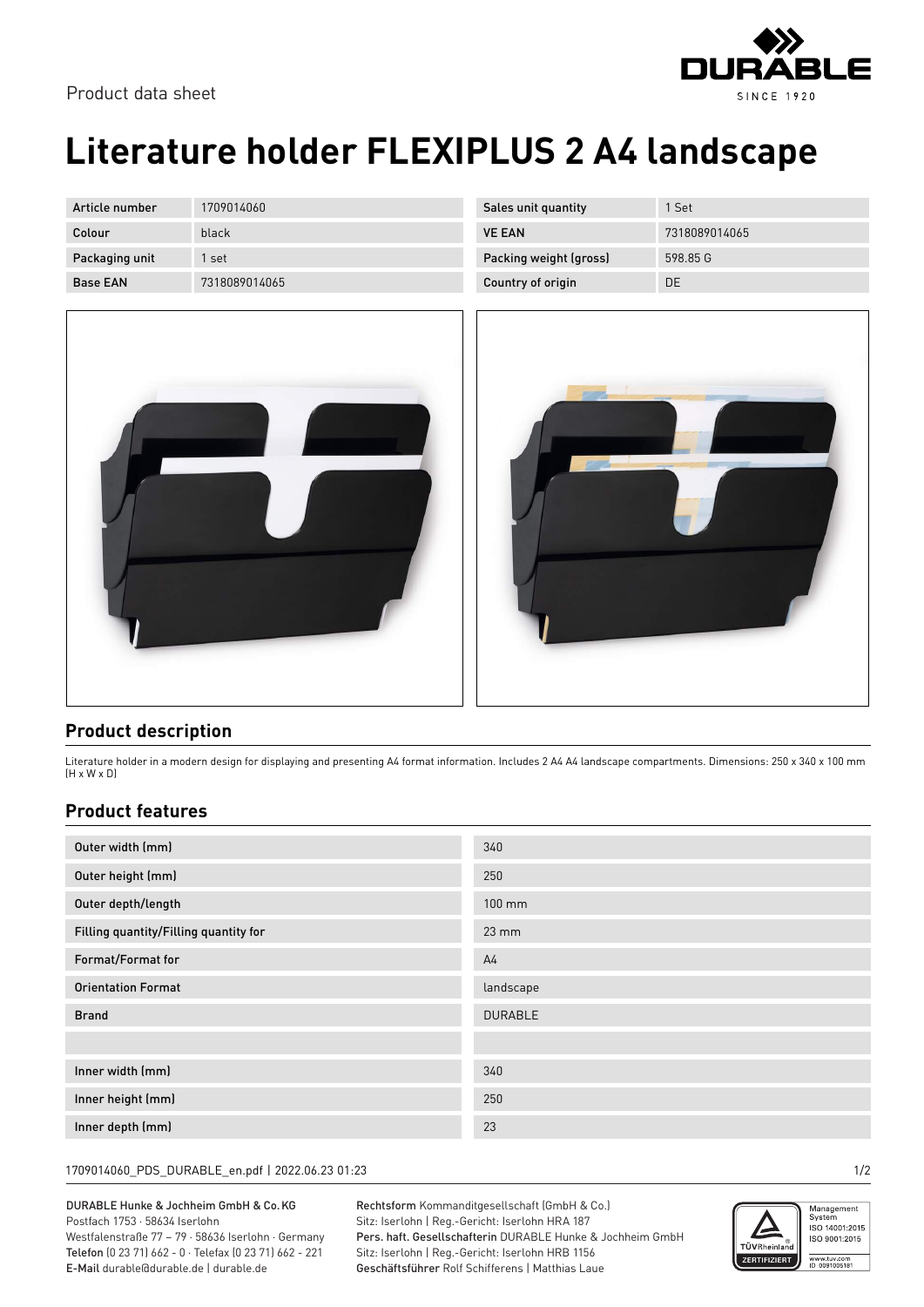Product data sheet

# Literature holder FLEXIPLUS 2 A4 landscape

| Article number | 1709014060 | Sales unit quantity | 1 Set |
|---|---|---|---|
| Colour | black | VE EAN | 7318089014065 |
| Packaging unit | 1 set | Packing weight (gross) | 598.85 G |
| Base EAN | 7318089014065 | Country of origin | DE |

## Product description

Literature holder in a modern design for displaying and presenting A4 format information. Includes 2 A4 A4 landscape compartments. Dimensions: 250 x 340 x 100 mm (H x W x D)

## Product features

| Outer width (mm) | 340 |
|---|---|
| Outer height (mm) | 250 |
| Outer depth/length | 100 mm |
| Filling quantity/Filling quantity for | 23 mm |
| Format/Format for | A4 |
| Orientation Format | landscape |
| Brand | DURABLE |
| | |
| Inner width (mm) | 340 |
| Inner height (mm) | 250 |
| Inner depth (mm) | 23 |

1709014060_PDS_DURABLE_en.pdf | 2022.06.23 01:23

**DURABLE Hunke & Jochheim GmbH & Co. KG**
Postfach 1753 · 58634 Iserlohn
Westfalenstraße 77 – 79 · 58636 Iserlohn · Germany
**Telefon** (0 23 71) 662 - 0 · Telefax (0 23 71) 662 - 221
**E-Mail** durable@durable.de | durable.de

**Rechtsform** Kommanditgesellschaft (GmbH & Co.)
Sitz: Iserlohn | Reg.-Gericht: Iserlohn HRA 187
**Pers. haft. Gesellschafterin** DURABLE Hunke & Jochheim GmbH
Sitz: Iserlohn | Reg.-Gericht: Iserlohn HRB 1156
**Geschäftsführer** Rolf Schifferens | Matthias Laue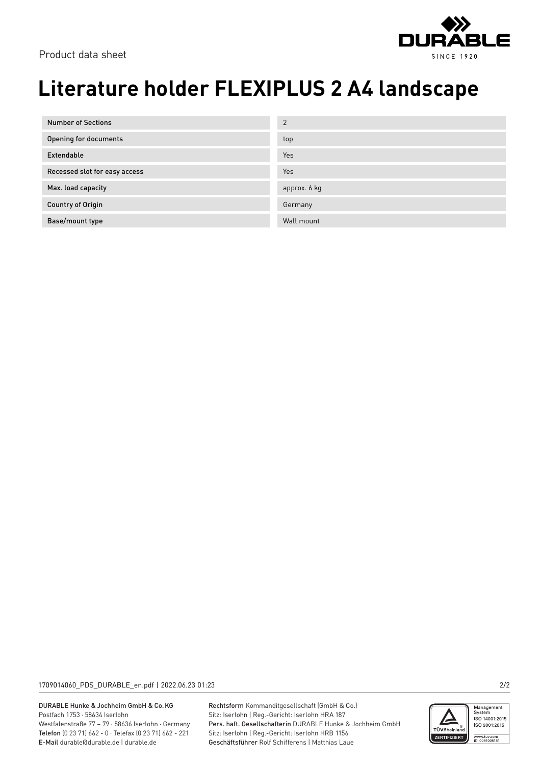# Literature holder FLEXIPLUS 2 A4 landscape

| | |
|---|---|
| Number of Sections | 2 |
| Opening for documents | top |
| Extendable | Yes |
| Recessed slot for easy access | Yes |
| Max. load capacity | approx. 6 kg |
| Country of Origin | Germany |
| Base/mount type | Wall mount |

1709014060_PDS_DURABLE_en.pdf | 2022.06.23 01:23

**DURABLE Hunke & Jochheim GmbH & Co.KG**
Postfach 1753 · 58634 Iserlohn
Westfalenstraße 77 – 79 · 58636 Iserlohn · Germany
**Telefon** (0 23 71) 662 - 0 · Telefax (0 23 71) 662 - 221
**E-Mail** durable@durable.de | durable.de

**Rechtsform** Kommanditgesellschaft (GmbH & Co.)
Sitz: Iserlohn | Reg.-Gericht: Iserlohn HRA 187
**Pers. haft. Gesellschafterin** DURABLE Hunke & Jochheim GmbH
Sitz: Iserlohn | Reg.-Gericht: Iserlohn HRB 1156
**Geschäftsführer** Rolf Schifferens | Matthias Laue